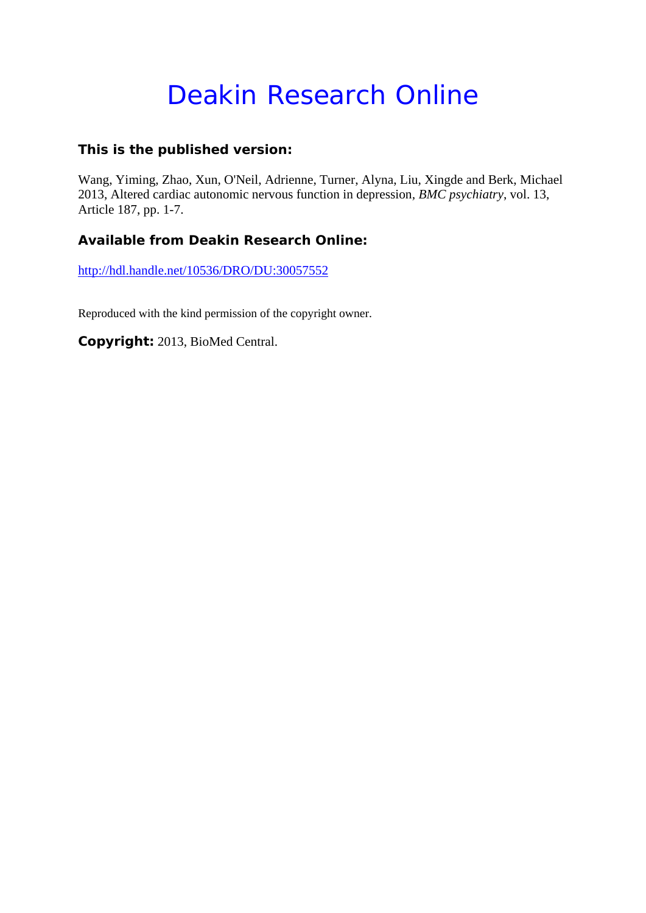# Deakin Research Online

### This is the published version:

Wang, Yiming, Zhao, Xun, O'Neil, Adrienne, Turner, Alyna, Liu, Xingde and Berk, Michael 2013, Altered cardiac autonomic nervous function in depression, *BMC psychiatry*, vol. 13, Article 187, pp. 1-7.

### Available from Deakin Research Online:

http://hdl.handle.net/10536/DRO/DU:30057552

Reproduced with the kind permission of the copyright owner.

**Copyright:** 2013, BioMed Central.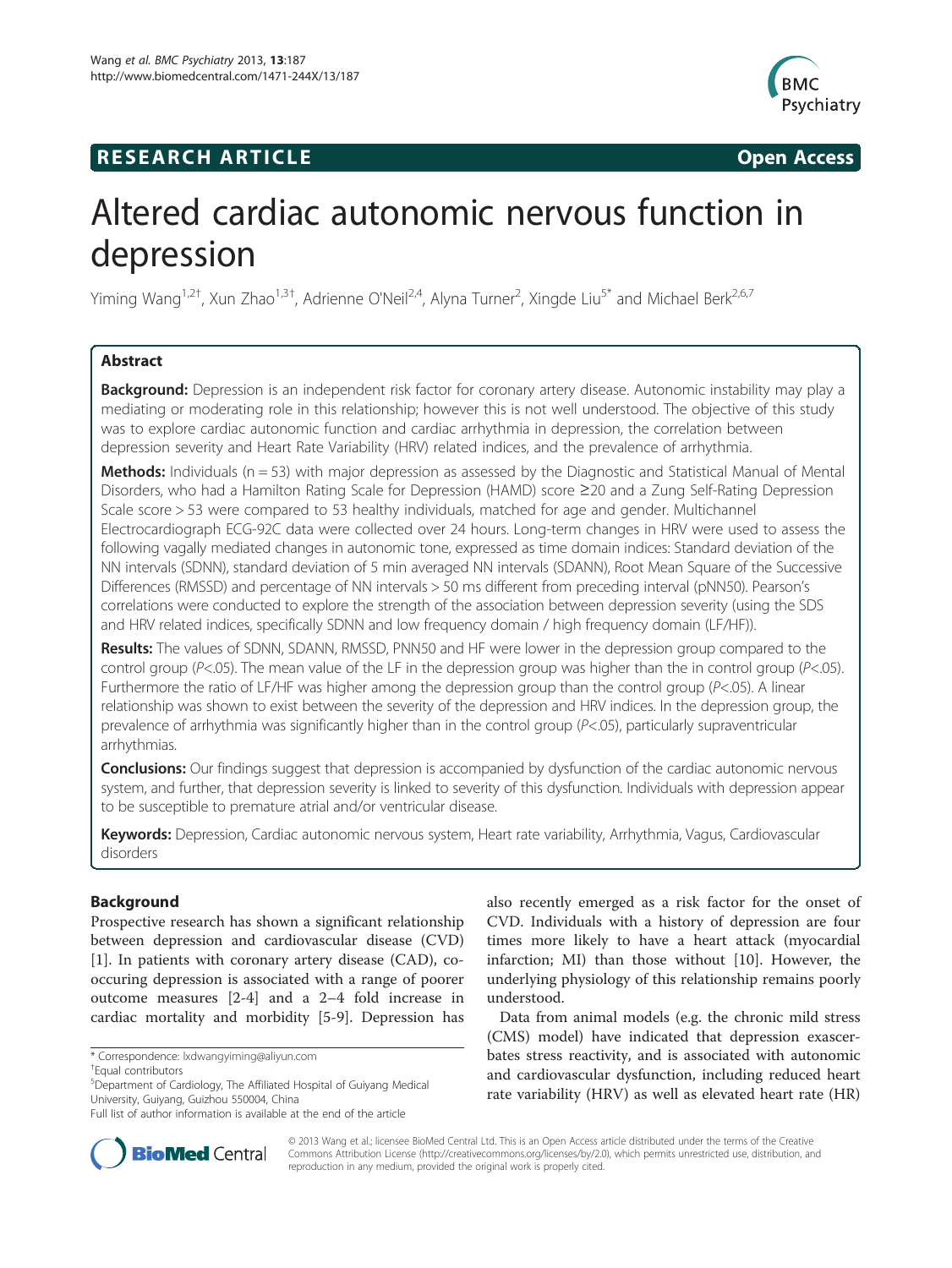# RESEARCH ARTICLE

**Open Access**

# Altered cardiac autonomic nervous function in depression

Yiming Wang[1,2†], Xun Zhao[1,3†], Adrienne O'Neil[2,4], Alyna Turner[2], Xingde Liu[5*] and Michael Berk[2,6,7]

## Abstract

**Background:** Depression is an independent risk factor for coronary artery disease. Autonomic instability may play a mediating or moderating role in this relationship; however this is not well understood. The objective of this study was to explore cardiac autonomic function and cardiac arrhythmia in depression, the correlation between depression severity and Heart Rate Variability (HRV) related indices, and the prevalence of arrhythmia.

**Methods:** Individuals (n = 53) with major depression as assessed by the Diagnostic and Statistical Manual of Mental Disorders, who had a Hamilton Rating Scale for Depression (HAMD) score ≥20 and a Zung Self-Rating Depression Scale score > 53 were compared to 53 healthy individuals, matched for age and gender. Multichannel Electrocardiograph ECG-92C data were collected over 24 hours. Long-term changes in HRV were used to assess the following vagally mediated changes in autonomic tone, expressed as time domain indices: Standard deviation of the NN intervals (SDNN), standard deviation of 5 min averaged NN intervals (SDANN), Root Mean Square of the Successive Differences (RMSSD) and percentage of NN intervals > 50 ms different from preceding interval (pNN50). Pearson's correlations were conducted to explore the strength of the association between depression severity (using the SDS and HRV related indices, specifically SDNN and low frequency domain / high frequency domain (LF/HF)).

**Results:** The values of SDNN, SDANN, RMSSD, PNN50 and HF were lower in the depression group compared to the control group (*P*<.05). The mean value of the LF in the depression group was higher than the in control group (*P*<.05). Furthermore the ratio of LF/HF was higher among the depression group than the control group (*P*<.05). A linear relationship was shown to exist between the severity of the depression and HRV indices. In the depression group, the prevalence of arrhythmia was significantly higher than in the control group (*P*<.05), particularly supraventricular arrhythmias.

**Conclusions:** Our findings suggest that depression is accompanied by dysfunction of the cardiac autonomic nervous system, and further, that depression severity is linked to severity of this dysfunction. Individuals with depression appear to be susceptible to premature atrial and/or ventricular disease.

**Keywords:** Depression, Cardiac autonomic nervous system, Heart rate variability, Arrhythmia, Vagus, Cardiovascular disorders

## Background

Prospective research has shown a significant relationship between depression and cardiovascular disease (CVD) [1]. In patients with coronary artery disease (CAD), co-occuring depression is associated with a range of poorer outcome measures [2-4] and a 2–4 fold increase in cardiac mortality and morbidity [5-9]. Depression has also recently emerged as a risk factor for the onset of CVD. Individuals with a history of depression are four times more likely to have a heart attack (myocardial infarction; MI) than those without [10]. However, the underlying physiology of this relationship remains poorly understood.

Data from animal models (e.g. the chronic mild stress (CMS) model) have indicated that depression exacerbates stress reactivity, and is associated with autonomic and cardiovascular dysfunction, including reduced heart rate variability (HRV) as well as elevated heart rate (HR)

\* Correspondence: lxdwangyiming@aliyun.com
†Equal contributors
[5]Department of Cardiology, The Affiliated Hospital of Guiyang Medical University, Guiyang, Guizhou 550004, China
Full list of author information is available at the end of the article

© 2013 Wang et al.; licensee BioMed Central Ltd. This is an Open Access article distributed under the terms of the Creative Commons Attribution License (http://creativecommons.org/licenses/by/2.0), which permits unrestricted use, distribution, and reproduction in any medium, provided the original work is properly cited.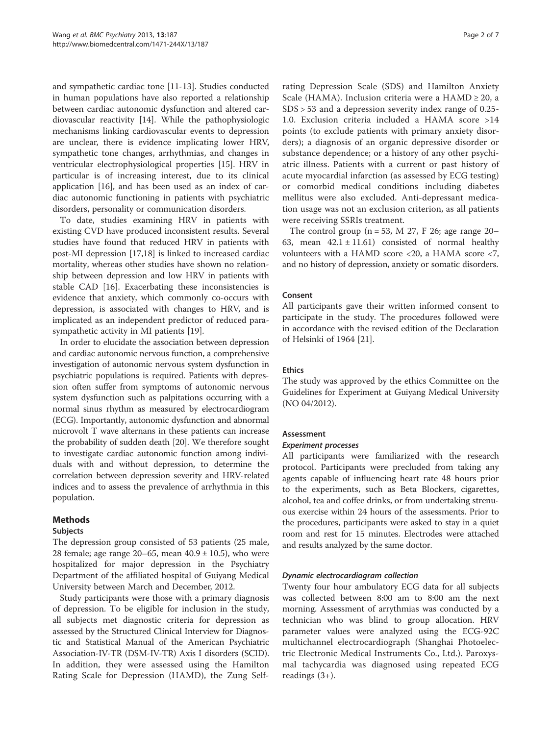and sympathetic cardiac tone [11-13]. Studies conducted in human populations have also reported a relationship between cardiac autonomic dysfunction and altered cardiovascular reactivity [14]. While the pathophysiologic mechanisms linking cardiovascular events to depression are unclear, there is evidence implicating lower HRV, sympathetic tone changes, arrhythmias, and changes in ventricular electrophysiological properties [15]. HRV in particular is of increasing interest, due to its clinical application [16], and has been used as an index of cardiac autonomic functioning in patients with psychiatric disorders, personality or communication disorders.

To date, studies examining HRV in patients with existing CVD have produced inconsistent results. Several studies have found that reduced HRV in patients with post-MI depression [17,18] is linked to increased cardiac mortality, whereas other studies have shown no relationship between depression and low HRV in patients with stable CAD [16]. Exacerbating these inconsistencies is evidence that anxiety, which commonly co-occurs with depression, is associated with changes to HRV, and is implicated as an independent predictor of reduced parasympathetic activity in MI patients [19].

In order to elucidate the association between depression and cardiac autonomic nervous function, a comprehensive investigation of autonomic nervous system dysfunction in psychiatric populations is required. Patients with depression often suffer from symptoms of autonomic nervous system dysfunction such as palpitations occurring with a normal sinus rhythm as measured by electrocardiogram (ECG). Importantly, autonomic dysfunction and abnormal microvolt T wave alternans in these patients can increase the probability of sudden death [20]. We therefore sought to investigate cardiac autonomic function among individuals with and without depression, to determine the correlation between depression severity and HRV-related indices and to assess the prevalence of arrhythmia in this population.

## Methods

### Subjects

The depression group consisted of 53 patients (25 male, 28 female; age range 20–65, mean 40.9 ± 10.5), who were hospitalized for major depression in the Psychiatry Department of the affiliated hospital of Guiyang Medical University between March and December, 2012.

Study participants were those with a primary diagnosis of depression. To be eligible for inclusion in the study, all subjects met diagnostic criteria for depression as assessed by the Structured Clinical Interview for Diagnostic and Statistical Manual of the American Psychiatric Association-IV-TR (DSM-IV-TR) Axis I disorders (SCID). In addition, they were assessed using the Hamilton Rating Scale for Depression (HAMD), the Zung Self-rating Depression Scale (SDS) and Hamilton Anxiety Scale (HAMA). Inclusion criteria were a HAMD ≥ 20, a SDS > 53 and a depression severity index range of 0.25-1.0. Exclusion criteria included a HAMA score >14 points (to exclude patients with primary anxiety disorders); a diagnosis of an organic depressive disorder or substance dependence; or a history of any other psychiatric illness. Patients with a current or past history of acute myocardial infarction (as assessed by ECG testing) or comorbid medical conditions including diabetes mellitus were also excluded. Anti-depressant medication usage was not an exclusion criterion, as all patients were receiving SSRIs treatment.

The control group (n = 53, M 27, F 26; age range 20–63, mean 42.1 ± 11.61) consisted of normal healthy volunteers with a HAMD score <20, a HAMA score <7, and no history of depression, anxiety or somatic disorders.

### Consent

All participants gave their written informed consent to participate in the study. The procedures followed were in accordance with the revised edition of the Declaration of Helsinki of 1964 [21].

### Ethics

The study was approved by the ethics Committee on the Guidelines for Experiment at Guiyang Medical University (NO 04/2012).

### Assessment

#### *Experiment processes*

All participants were familiarized with the research protocol. Participants were precluded from taking any agents capable of influencing heart rate 48 hours prior to the experiments, such as Beta Blockers, cigarettes, alcohol, tea and coffee drinks, or from undertaking strenuous exercise within 24 hours of the assessments. Prior to the procedures, participants were asked to stay in a quiet room and rest for 15 minutes. Electrodes were attached and results analyzed by the same doctor.

#### *Dynamic electrocardiogram collection*

Twenty four hour ambulatory ECG data for all subjects was collected between 8:00 am to 8:00 am the next morning. Assessment of arrythmias was conducted by a technician who was blind to group allocation. HRV parameter values were analyzed using the ECG-92C multichannel electrocardiograph (Shanghai Photoelectric Electronic Medical Instruments Co., Ltd.). Paroxysmal tachycardia was diagnosed using repeated ECG readings (3+).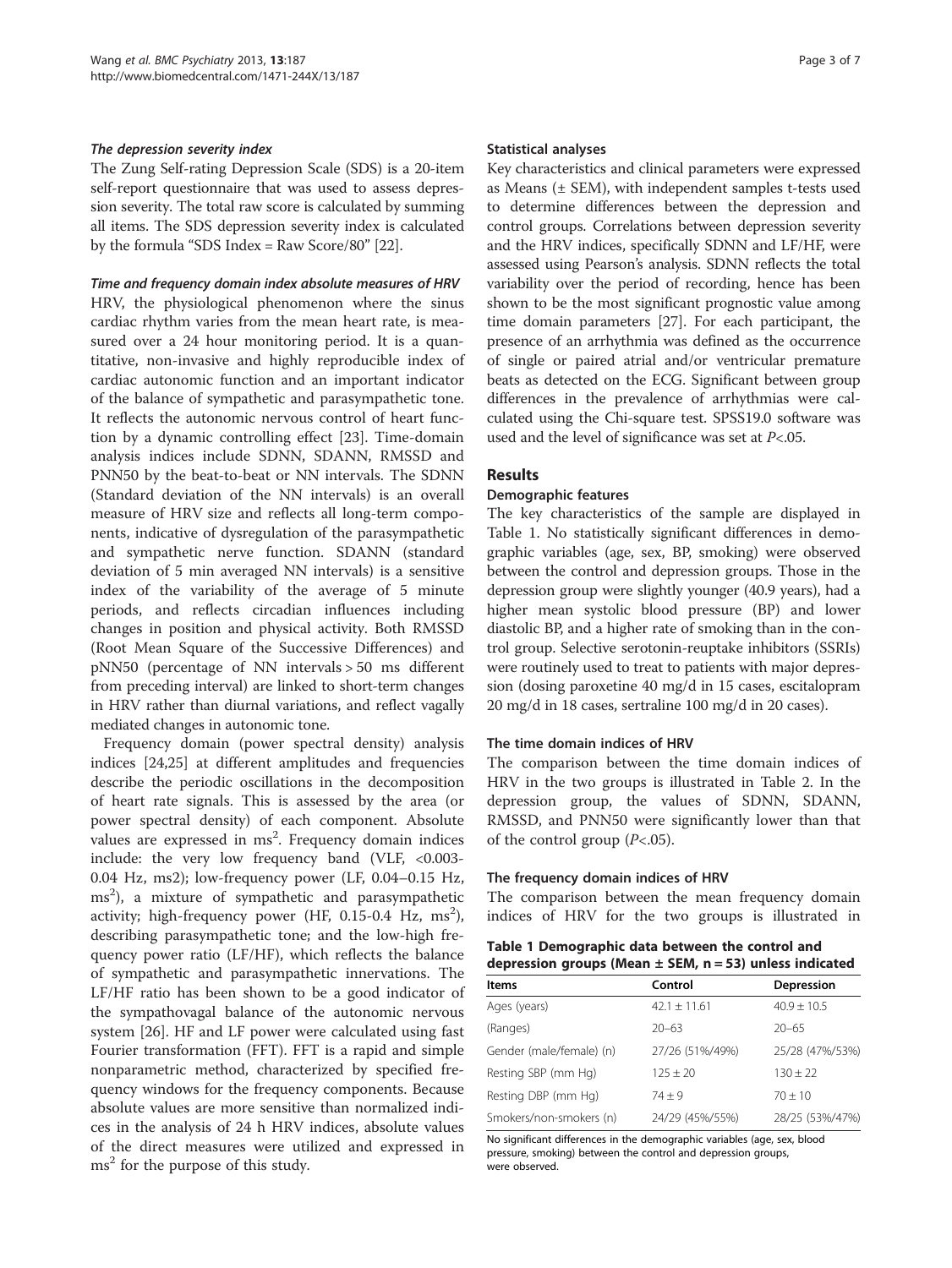### *The depression severity index*

The Zung Self-rating Depression Scale (SDS) is a 20-item self-report questionnaire that was used to assess depression severity. The total raw score is calculated by summing all items. The SDS depression severity index is calculated by the formula "SDS Index = Raw Score/80" [22].

### *Time and frequency domain index absolute measures of HRV*

HRV, the physiological phenomenon where the sinus cardiac rhythm varies from the mean heart rate, is measured over a 24 hour monitoring period. It is a quantitative, non-invasive and highly reproducible index of cardiac autonomic function and an important indicator of the balance of sympathetic and parasympathetic tone. It reflects the autonomic nervous control of heart function by a dynamic controlling effect [23]. Time-domain analysis indices include SDNN, SDANN, RMSSD and PNN50 by the beat-to-beat or NN intervals. The SDNN (Standard deviation of the NN intervals) is an overall measure of HRV size and reflects all long-term components, indicative of dysregulation of the parasympathetic and sympathetic nerve function. SDANN (standard deviation of 5 min averaged NN intervals) is a sensitive index of the variability of the average of 5 minute periods, and reflects circadian influences including changes in position and physical activity. Both RMSSD (Root Mean Square of the Successive Differences) and pNN50 (percentage of NN intervals > 50 ms different from preceding interval) are linked to short-term changes in HRV rather than diurnal variations, and reflect vagally mediated changes in autonomic tone.

Frequency domain (power spectral density) analysis indices [24,25] at different amplitudes and frequencies describe the periodic oscillations in the decomposition of heart rate signals. This is assessed by the area (or power spectral density) of each component. Absolute values are expressed in $ms^2$. Frequency domain indices include: the very low frequency band (VLF, <0.003-0.04 Hz, ms2); low-frequency power (LF, 0.04–0.15 Hz, $ms^2$), a mixture of sympathetic and parasympathetic activity; high-frequency power (HF, 0.15-0.4 Hz, $ms^2$), describing parasympathetic tone; and the low-high frequency power ratio (LF/HF), which reflects the balance of sympathetic and parasympathetic innervations. The LF/HF ratio has been shown to be a good indicator of the sympathovagal balance of the autonomic nervous system [26]. HF and LF power were calculated using fast Fourier transformation (FFT). FFT is a rapid and simple nonparametric method, characterized by specified frequency windows for the frequency components. Because absolute values are more sensitive than normalized indices in the analysis of 24 h HRV indices, absolute values of the direct measures were utilized and expressed in $ms^2$ for the purpose of this study.

### Statistical analyses

Key characteristics and clinical parameters were expressed as Means (± SEM), with independent samples t-tests used to determine differences between the depression and control groups. Correlations between depression severity and the HRV indices, specifically SDNN and LF/HF, were assessed using Pearson's analysis. SDNN reflects the total variability over the period of recording, hence has been shown to be the most significant prognostic value among time domain parameters [27]. For each participant, the presence of an arrhythmia was defined as the occurrence of single or paired atrial and/or ventricular premature beats as detected on the ECG. Significant between group differences in the prevalence of arrhythmias were calculated using the Chi-square test. SPSS19.0 software was used and the level of significance was set at $P<.05$.

## Results

### Demographic features

The key characteristics of the sample are displayed in Table 1. No statistically significant differences in demographic variables (age, sex, BP, smoking) were observed between the control and depression groups. Those in the depression group were slightly younger (40.9 years), had a higher mean systolic blood pressure (BP) and lower diastolic BP, and a higher rate of smoking than in the control group. Selective serotonin-reuptake inhibitors (SSRIs) were routinely used to treat to patients with major depression (dosing paroxetine 40 mg/d in 15 cases, escitalopram 20 mg/d in 18 cases, sertraline 100 mg/d in 20 cases).

### The time domain indices of HRV

The comparison between the time domain indices of HRV in the two groups is illustrated in Table 2. In the depression group, the values of SDNN, SDANN, RMSSD, and PNN50 were significantly lower than that of the control group ($P<.05$).

### The frequency domain indices of HRV

The comparison between the mean frequency domain indices of HRV for the two groups is illustrated in

**Table 1 Demographic data between the control and depression groups (Mean ± SEM, n = 53) unless indicated**

| Items | Control | Depression |
|---|---|---|
| Ages (years) | 42.1 ± 11.61 | 40.9 ± 10.5 |
| (Ranges) | 20–63 | 20–65 |
| Gender (male/female) (n) | 27/26 (51%/49%) | 25/28 (47%/53%) |
| Resting SBP (mm Hg) | 125 ± 20 | 130 ± 22 |
| Resting DBP (mm Hg) | 74 ± 9 | 70 ± 10 |
| Smokers/non-smokers (n) | 24/29 (45%/55%) | 28/25 (53%/47%) |

No significant differences in the demographic variables (age, sex, blood pressure, smoking) between the control and depression groups, were observed.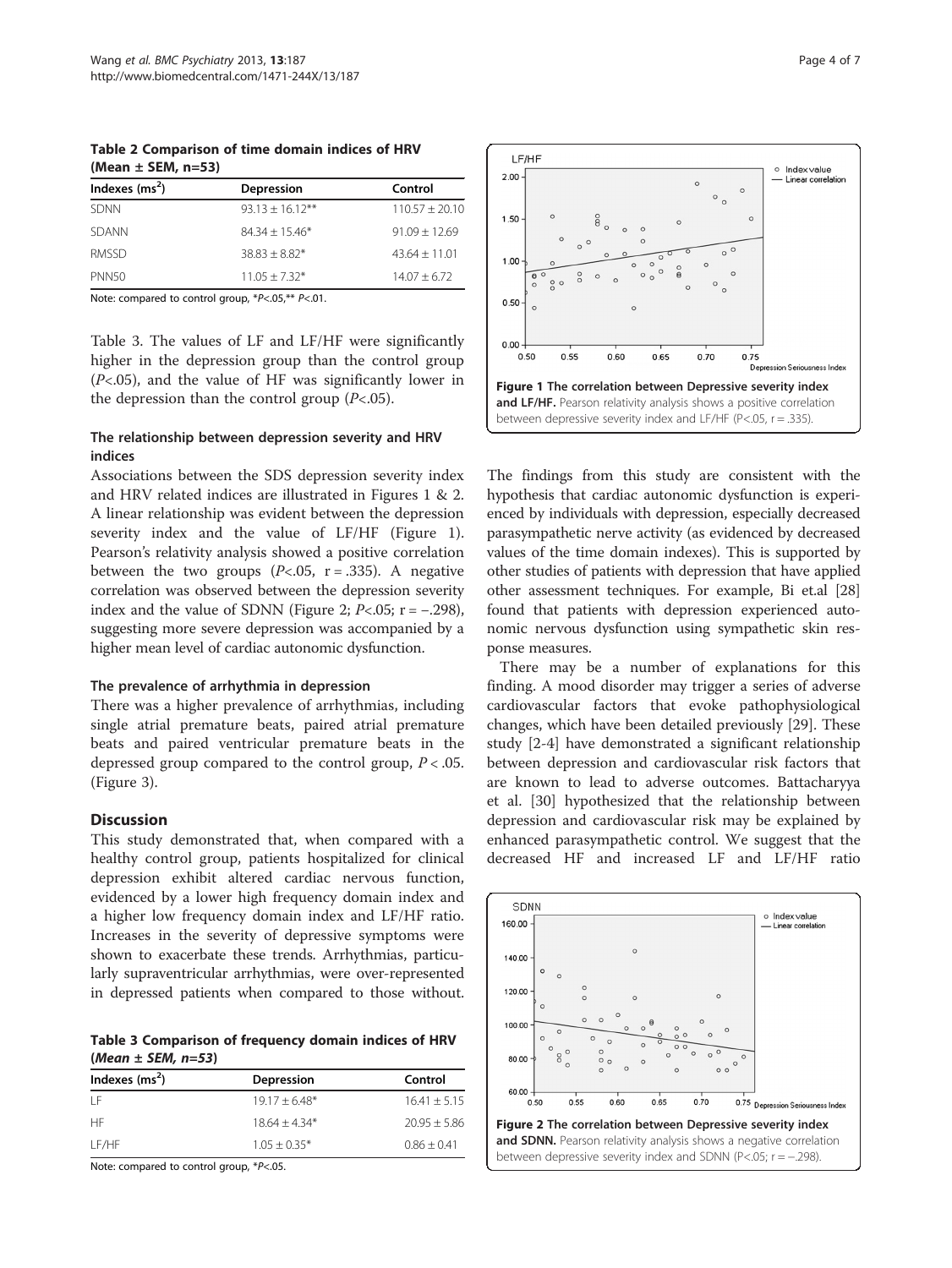**Table 2 Comparison of time domain indices of HRV (Mean ± SEM, n=53)**

| Indexes (ms$^2$) | Depression | Control |
|---|---|---|
| SDNN | 93.13 ± 16.12** | 110.57 ± 20.10 |
| SDANN | 84.34 ± 15.46* | 91.09 ± 12.69 |
| RMSSD | 38.83 ± 8.82* | 43.64 ± 11.01 |
| PNN50 | 11.05 ± 7.32* | 14.07 ± 6.72 |

Note: compared to control group, *$P$<.05,** $P$<.01.

Table 3. The values of LF and LF/HF were significantly higher in the depression group than the control group ($P$<.05), and the value of HF was significantly lower in the depression than the control group ($P$<.05).

### The relationship between depression severity and HRV indices

Associations between the SDS depression severity index and HRV related indices are illustrated in Figures 1 & 2. A linear relationship was evident between the depression severity index and the value of LF/HF (Figure 1). Pearson's relativity analysis showed a positive correlation between the two groups ($P$<.05, r = .335). A negative correlation was observed between the depression severity index and the value of SDNN (Figure 2; $P$<.05; r = −.298), suggesting more severe depression was accompanied by a higher mean level of cardiac autonomic dysfunction.

### The prevalence of arrhythmia in depression

There was a higher prevalence of arrhythmias, including single atrial premature beats, paired atrial premature beats and paired ventricular premature beats in the depressed group compared to the control group, $P$ < .05. (Figure 3).

## Discussion

This study demonstrated that, when compared with a healthy control group, patients hospitalized for clinical depression exhibit altered cardiac nervous function, evidenced by a lower high frequency domain index and a higher low frequency domain index and LF/HF ratio. Increases in the severity of depressive symptoms were shown to exacerbate these trends. Arrhythmias, particularly supraventricular arrhythmias, were over-represented in depressed patients when compared to those without.

**Table 3 Comparison of frequency domain indices of HRV (*Mean ± SEM, n=53*)**

| Indexes (ms$^2$) | Depression | Control |
|---|---|---|
| LF | 19.17 ± 6.48* | 16.41 ± 5.15 |
| HF | 18.64 ± 4.34* | 20.95 ± 5.86 |
| LF/HF | 1.05 ± 0.35* | 0.86 ± 0.41 |

Note: compared to control group, *$P$<.05.

**Figure 1 The correlation between Depressive severity index and LF/HF.** Pearson relativity analysis shows a positive correlation between depressive severity index and LF/HF (P<.05, r = .335).

The findings from this study are consistent with the hypothesis that cardiac autonomic dysfunction is experienced by individuals with depression, especially decreased parasympathetic nerve activity (as evidenced by decreased values of the time domain indexes). This is supported by other studies of patients with depression that have applied other assessment techniques. For example, Bi et.al [28] found that patients with depression experienced autonomic nervous dysfunction using sympathetic skin response measures.

There may be a number of explanations for this finding. A mood disorder may trigger a series of adverse cardiovascular factors that evoke pathophysiological changes, which have been detailed previously [29]. These study [2-4] have demonstrated a significant relationship between depression and cardiovascular risk factors that are known to lead to adverse outcomes. Battacharyya et al. [30] hypothesized that the relationship between depression and cardiovascular risk may be explained by enhanced parasympathetic control. We suggest that the decreased HF and increased LF and LF/HF ratio

**Figure 2 The correlation between Depressive severity index and SDNN.** Pearson relativity analysis shows a negative correlation between depressive severity index and SDNN (P<.05; r = −.298).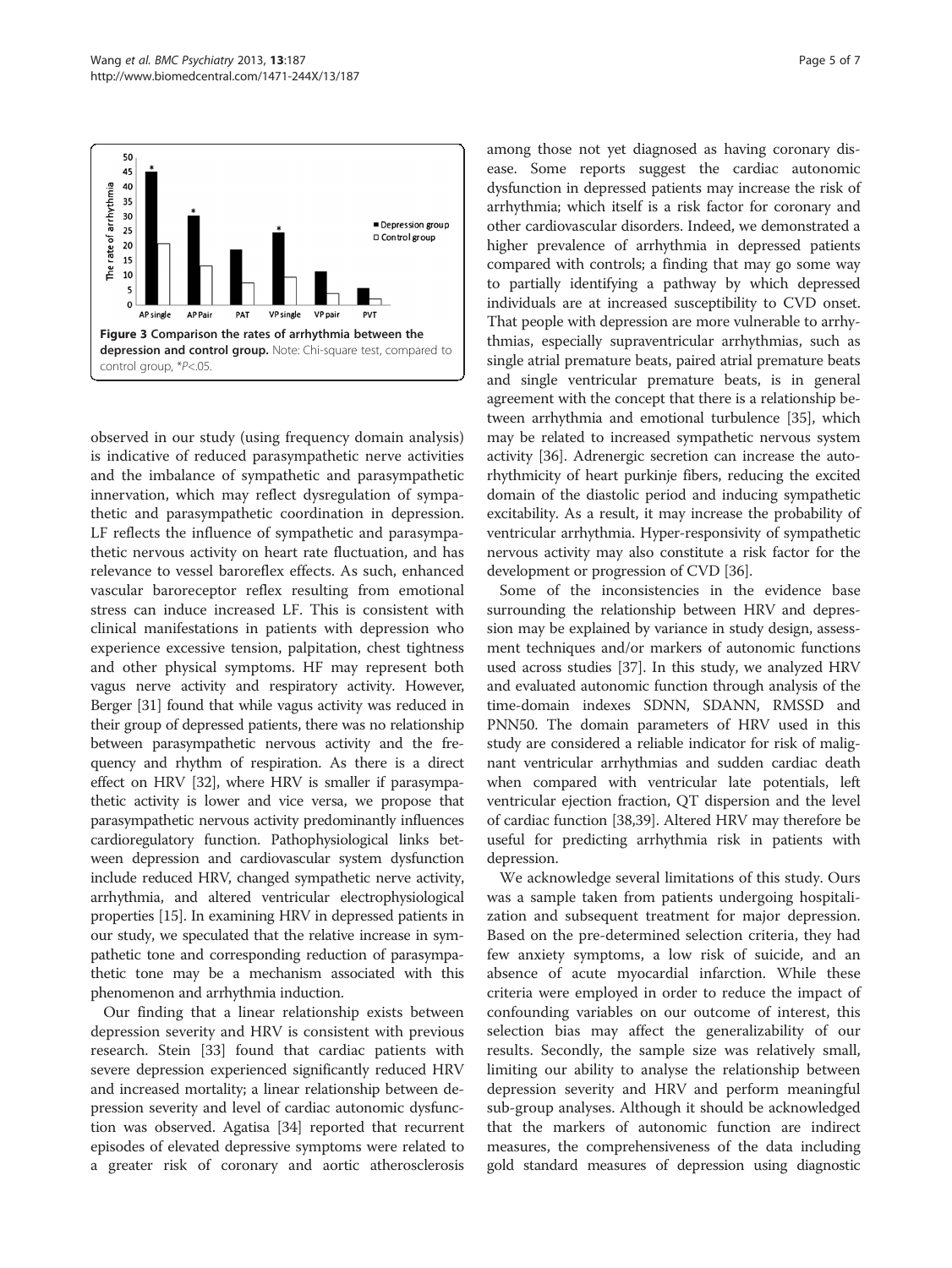**Figure 3 Comparison the rates of arrhythmia between the depression and control group.** Note: Chi-square test, compared to control group, *P<.05.

observed in our study (using frequency domain analysis) is indicative of reduced parasympathetic nerve activities and the imbalance of sympathetic and parasympathetic innervation, which may reflect dysregulation of sympathetic and parasympathetic coordination in depression. LF reflects the influence of sympathetic and parasympathetic nervous activity on heart rate fluctuation, and has relevance to vessel baroreflex effects. As such, enhanced vascular baroreceptor reflex resulting from emotional stress can induce increased LF. This is consistent with clinical manifestations in patients with depression who experience excessive tension, palpitation, chest tightness and other physical symptoms. HF may represent both vagus nerve activity and respiratory activity. However, Berger [31] found that while vagus activity was reduced in their group of depressed patients, there was no relationship between parasympathetic nervous activity and the frequency and rhythm of respiration. As there is a direct effect on HRV [32], where HRV is smaller if parasympathetic activity is lower and vice versa, we propose that parasympathetic nervous activity predominantly influences cardioregulatory function. Pathophysiological links between depression and cardiovascular system dysfunction include reduced HRV, changed sympathetic nerve activity, arrhythmia, and altered ventricular electrophysiological properties [15]. In examining HRV in depressed patients in our study, we speculated that the relative increase in sympathetic tone and corresponding reduction of parasympathetic tone may be a mechanism associated with this phenomenon and arrhythmia induction.

Our finding that a linear relationship exists between depression severity and HRV is consistent with previous research. Stein [33] found that cardiac patients with severe depression experienced significantly reduced HRV and increased mortality; a linear relationship between depression severity and level of cardiac autonomic dysfunction was observed. Agatisa [34] reported that recurrent episodes of elevated depressive symptoms were related to a greater risk of coronary and aortic atherosclerosis among those not yet diagnosed as having coronary disease. Some reports suggest the cardiac autonomic dysfunction in depressed patients may increase the risk of arrhythmia; which itself is a risk factor for coronary and other cardiovascular disorders. Indeed, we demonstrated a higher prevalence of arrhythmia in depressed patients compared with controls; a finding that may go some way to partially identifying a pathway by which depressed individuals are at increased susceptibility to CVD onset. That people with depression are more vulnerable to arrhythmias, especially supraventricular arrhythmias, such as single atrial premature beats, paired atrial premature beats and single ventricular premature beats, is in general agreement with the concept that there is a relationship between arrhythmia and emotional turbulence [35], which may be related to increased sympathetic nervous system activity [36]. Adrenergic secretion can increase the autorhythmicity of heart purkinje fibers, reducing the excited domain of the diastolic period and inducing sympathetic excitability. As a result, it may increase the probability of ventricular arrhythmia. Hyper-responsivity of sympathetic nervous activity may also constitute a risk factor for the development or progression of CVD [36].

Some of the inconsistencies in the evidence base surrounding the relationship between HRV and depression may be explained by variance in study design, assessment techniques and/or markers of autonomic functions used across studies [37]. In this study, we analyzed HRV and evaluated autonomic function through analysis of the time-domain indexes SDNN, SDANN, RMSSD and PNN50. The domain parameters of HRV used in this study are considered a reliable indicator for risk of malignant ventricular arrhythmias and sudden cardiac death when compared with ventricular late potentials, left ventricular ejection fraction, QT dispersion and the level of cardiac function [38,39]. Altered HRV may therefore be useful for predicting arrhythmia risk in patients with depression.

We acknowledge several limitations of this study. Ours was a sample taken from patients undergoing hospitalization and subsequent treatment for major depression. Based on the pre-determined selection criteria, they had few anxiety symptoms, a low risk of suicide, and an absence of acute myocardial infarction. While these criteria were employed in order to reduce the impact of confounding variables on our outcome of interest, this selection bias may affect the generalizability of our results. Secondly, the sample size was relatively small, limiting our ability to analyse the relationship between depression severity and HRV and perform meaningful sub-group analyses. Although it should be acknowledged that the markers of autonomic function are indirect measures, the comprehensiveness of the data including gold standard measures of depression using diagnostic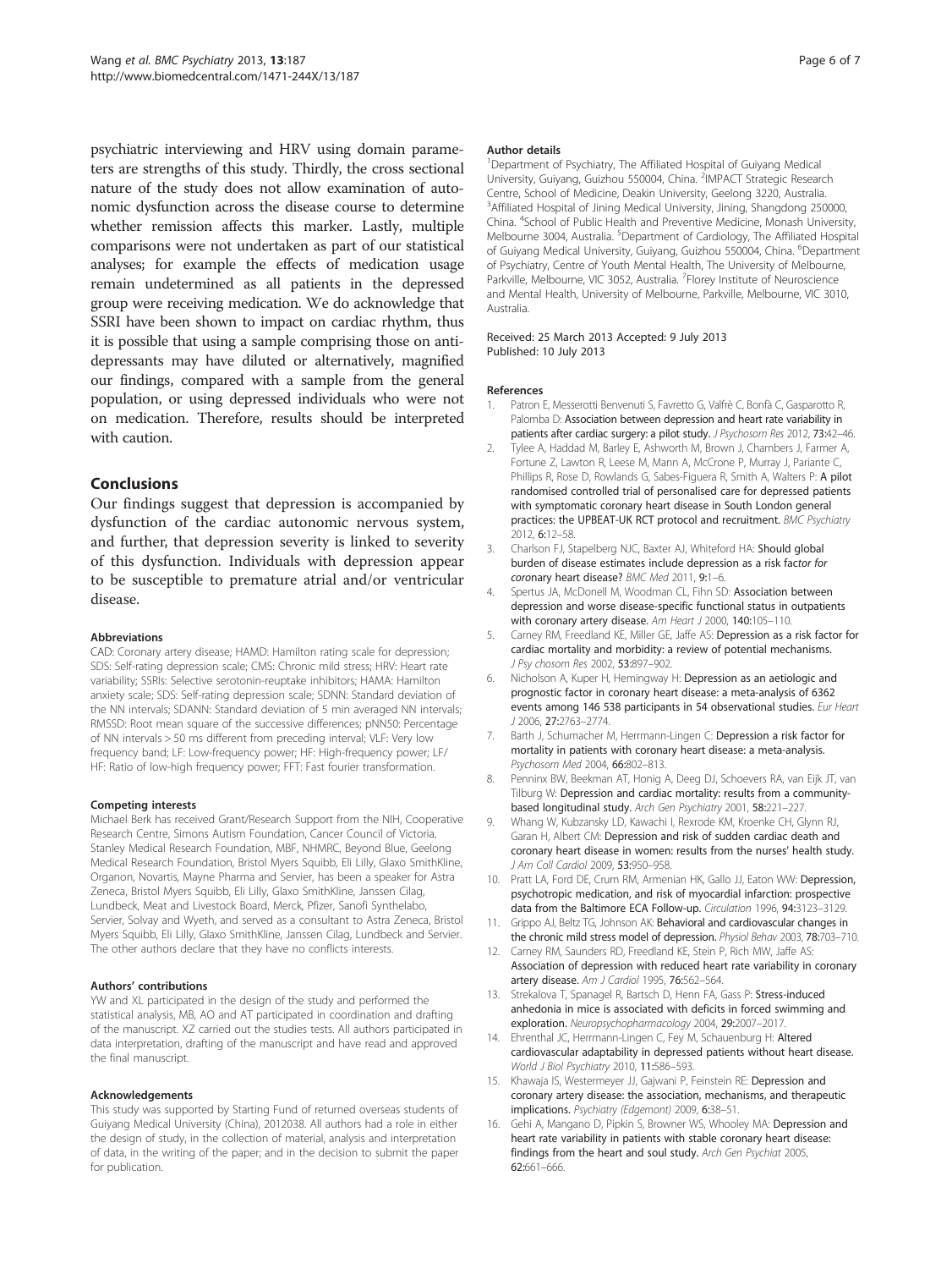psychiatric interviewing and HRV using domain parameters are strengths of this study. Thirdly, the cross sectional nature of the study does not allow examination of autonomic dysfunction across the disease course to determine whether remission affects this marker. Lastly, multiple comparisons were not undertaken as part of our statistical analyses; for example the effects of medication usage remain undetermined as all patients in the depressed group were receiving medication. We do acknowledge that SSRI have been shown to impact on cardiac rhythm, thus it is possible that using a sample comprising those on antidepressants may have diluted or alternatively, magnified our findings, compared with a sample from the general population, or using depressed individuals who were not on medication. Therefore, results should be interpreted with caution.

## Conclusions

Our findings suggest that depression is accompanied by dysfunction of the cardiac autonomic nervous system, and further, that depression severity is linked to severity of this dysfunction. Individuals with depression appear to be susceptible to premature atrial and/or ventricular disease.

#### Abbreviations

CAD: Coronary artery disease; HAMD: Hamilton rating scale for depression; SDS: Self-rating depression scale; CMS: Chronic mild stress; HRV: Heart rate variability; SSRIs: Selective serotonin-reuptake inhibitors; HAMA: Hamilton anxiety scale; SDS: Self-rating depression scale; SDNN: Standard deviation of the NN intervals; SDANN: Standard deviation of 5 min averaged NN intervals; RMSSD: Root mean square of the successive differences; pNN50: Percentage of NN intervals > 50 ms different from preceding interval; VLF: Very low frequency band; LF: Low-frequency power; HF: High-frequency power; LF/HF: Ratio of low-high frequency power; FFT: Fast fourier transformation.

#### Competing interests

Michael Berk has received Grant/Research Support from the NIH, Cooperative Research Centre, Simons Autism Foundation, Cancer Council of Victoria, Stanley Medical Research Foundation, MBF, NHMRC, Beyond Blue, Geelong Medical Research Foundation, Bristol Myers Squibb, Eli Lilly, Glaxo SmithKline, Organon, Novartis, Mayne Pharma and Servier, has been a speaker for Astra Zeneca, Bristol Myers Squibb, Eli Lilly, Glaxo SmithKline, Janssen Cilag, Lundbeck, Meat and Livestock Board, Merck, Pfizer, Sanofi Synthelabo, Servier, Solvay and Wyeth, and served as a consultant to Astra Zeneca, Bristol Myers Squibb, Eli Lilly, Glaxo SmithKline, Janssen Cilag, Lundbeck and Servier. The other authors declare that they have no conflicts interests.

#### Authors' contributions

YW and XL participated in the design of the study and performed the statistical analysis, MB, AO and AT participated in coordination and drafting of the manuscript. XZ carried out the studies tests. All authors participated in data interpretation, drafting of the manuscript and have read and approved the final manuscript.

#### Acknowledgements

This study was supported by Starting Fund of returned overseas students of Guiyang Medical University (China), 2012038. All authors had a role in either the design of study, in the collection of material, analysis and interpretation of data, in the writing of the paper; and in the decision to submit the paper for publication.

#### Author details

[1]Department of Psychiatry, The Affiliated Hospital of Guiyang Medical University, Guiyang, Guizhou 550004, China. [2]IMPACT Strategic Research Centre, School of Medicine, Deakin University, Geelong 3220, Australia. [3]Affiliated Hospital of Jining Medical University, Jining, Shangdong 250000, China. [4]School of Public Health and Preventive Medicine, Monash University, Melbourne 3004, Australia. [5]Department of Cardiology, The Affiliated Hospital of Guiyang Medical University, Guiyang, Guizhou 550004, China. [6]Department of Psychiatry, Centre of Youth Mental Health, The University of Melbourne, Parkville, Melbourne, VIC 3052, Australia. [7]Florey Institute of Neuroscience and Mental Health, University of Melbourne, Parkville, Melbourne, VIC 3010, Australia.

Received: 25 March 2013 Accepted: 9 July 2013
Published: 10 July 2013

#### References

1. Patron E, Messerotti Benvenuti S, Favretto G, Valfrè C, Bonfà C, Gasparotto R, Palomba D: **Association between depression and heart rate variability in patients after cardiac surgery: a pilot study.** *J Psychosom Res* 2012, **73:**42–46.
2. Tylee A, Haddad M, Barley E, Ashworth M, Brown J, Chambers J, Farmer A, Fortune Z, Lawton R, Leese M, Mann A, McCrone P, Murray J, Pariante C, Phillips R, Rose D, Rowlands G, Sabes-Figuera R, Smith A, Walters P: **A pilot randomised controlled trial of personalised care for depressed patients with symptomatic coronary heart disease in South London general practices: the UPBEAT-UK RCT protocol and recruitment.** *BMC Psychiatry* 2012, **6:**12–58.
3. Charlson FJ, Stapelberg NJC, Baxter AJ, Whiteford HA: **Should global burden of disease estimates include depression as a risk factor for coronary heart disease?** *BMC Med* 2011, **9:**1–6.
4. Spertus JA, McDonell M, Woodman CL, Fihn SD: **Association between depression and worse disease-specific functional status in outpatients with coronary artery disease.** *Am Heart J* 2000, **140:**105–110.
5. Carney RM, Freedland KE, Miller GE, Jaffe AS: **Depression as a risk factor for cardiac mortality and morbidity: a review of potential mechanisms.** *J Psy chosom Res* 2002, **53:**897–902.
6. Nicholson A, Kuper H, Hemingway H: **Depression as an aetiologic and prognostic factor in coronary heart disease: a meta-analysis of 6362 events among 146 538 participants in 54 observational studies.** *Eur Heart J* 2006, **27:**2763–2774.
7. Barth J, Schumacher M, Herrmann-Lingen C: **Depression a risk factor for mortality in patients with coronary heart disease: a meta-analysis.** *Psychosom Med* 2004, **66:**802–813.
8. Penninx BW, Beekman AT, Honig A, Deeg DJ, Schoevers RA, van Eijk JT, van Tilburg W: **Depression and cardiac mortality: results from a community-based longitudinal study.** *Arch Gen Psychiatry* 2001, **58:**221–227.
9. Whang W, Kubzansky LD, Kawachi I, Rexrode KM, Kroenke CH, Glynn RJ, Garan H, Albert CM: **Depression and risk of sudden cardiac death and coronary heart disease in women: results from the nurses' health study.** *J Am Coll Cardiol* 2009, **53:**950–958.
10. Pratt LA, Ford DE, Crum RM, Armenian HK, Gallo JJ, Eaton WW: **Depression, psychotropic medication, and risk of myocardial infarction: prospective data from the Baltimore ECA Follow-up.** *Circulation* 1996, **94:**3123–3129.
11. Grippo AJ, Beltz TG, Johnson AK: **Behavioral and cardiovascular changes in the chronic mild stress model of depression.** *Physiol Behav* 2003, **78:**703–710.
12. Carney RM, Saunders RD, Freedland KE, Stein P, Rich MW, Jaffe AS: **Association of depression with reduced heart rate variability in coronary artery disease.** *Am J Cardiol* 1995, **76:**562–564.
13. Strekalova T, Spanagel R, Bartsch D, Henn FA, Gass P: **Stress-induced anhedonia in mice is associated with deficits in forced swimming and exploration.** *Neuropsychopharmacology* 2004, **29:**2007–2017.
14. Ehrenthal JC, Herrmann-Lingen C, Fey M, Schauenburg H: **Altered cardiovascular adaptability in depressed patients without heart disease.** *World J Biol Psychiatry* 2010, **11:**586–593.
15. Khawaja IS, Westermeyer JJ, Gajwani P, Feinstein RE: **Depression and coronary artery disease: the association, mechanisms, and therapeutic implications.** *Psychiatry (Edgemont)* 2009, **6:**38–51.
16. Gehi A, Mangano D, Pipkin S, Browner WS, Whooley MA: **Depression and heart rate variability in patients with stable coronary heart disease: findings from the heart and soul study.** *Arch Gen Psychiat* 2005, **62:**661–666.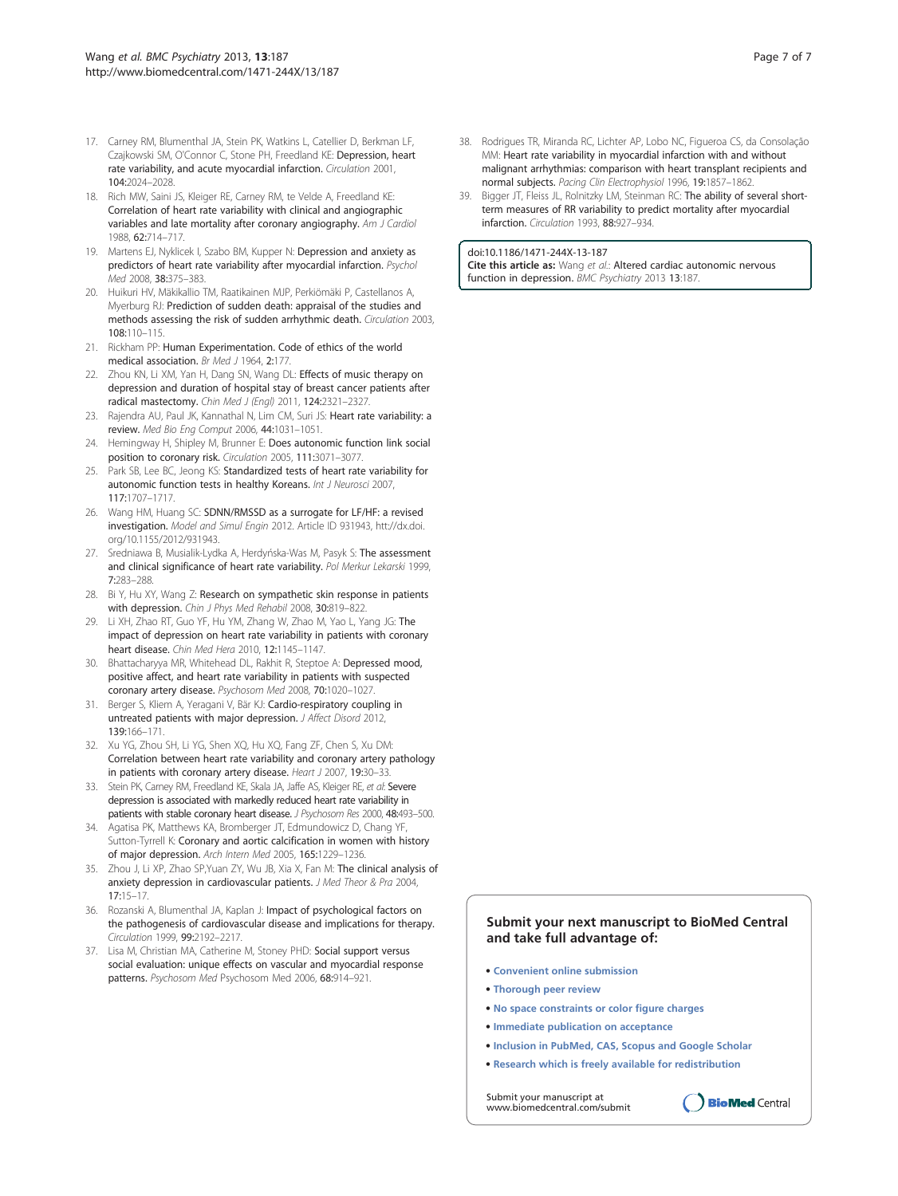17. Carney RM, Blumenthal JA, Stein PK, Watkins L, Catellier D, Berkman LF, Czajkowski SM, O'Connor C, Stone PH, Freedland KE: Depression, heart rate variability, and acute myocardial infarction. *Circulation* 2001, **104**:2024–2028.
18. Rich MW, Saini JS, Kleiger RE, Carney RM, te Velde A, Freedland KE: Correlation of heart rate variability with clinical and angiographic variables and late mortality after coronary angiography. *Am J Cardiol* 1988, **62**:714–717.
19. Martens EJ, Nyklicek I, Szabo BM, Kupper N: Depression and anxiety as predictors of heart rate variability after myocardial infarction. *Psychol Med* 2008, **38**:375–383.
20. Huikuri HV, Mäkikallio TM, Raatikainen MJP, Perkiömäki J, Castellanos A, Myerburg RJ: Prediction of sudden death: appraisal of the studies and methods assessing the risk of sudden arrhythmic death. *Circulation* 2003, **108**:110–115.
21. Rickham PP: Human Experimentation. Code of ethics of the world medical association. *Br Med J* 1964, **2**:177.
22. Zhou KN, Li XM, Yan H, Dang SN, Wang DL: Effects of music therapy on depression and duration of hospital stay of breast cancer patients after radical mastectomy. *Chin Med J (Engl)* 2011, **124**:2321–2327.
23. Rajendra AU, Paul JK, Kannathal N, Lim CM, Suri JS: Heart rate variability: a review. *Med Bio Eng Comput* 2006, **44**:1031–1051.
24. Hemingway H, Shipley M, Brunner E: Does autonomic function link social position to coronary risk. *Circulation* 2005, **111**:3071–3077.
25. Park SB, Lee BC, Jeong KS: Standardized tests of heart rate variability for autonomic function tests in healthy Koreans. *Int J Neurosci* 2007, **117**:1707–1717.
26. Wang HM, Huang SC: SDNN/RMSSD as a surrogate for LF/HF: a revised investigation. *Model and Simul Engin* 2012. Article ID 931943, http://dx.doi.org/10.1155/2012/931943.
27. Sredniawa B, Musialik-Lydka A, Herdyńska-Was M, Pasyk S: The assessment and clinical significance of heart rate variability. *Pol Merkur Lekarski* 1999, **7**:283–288.
28. Bi Y, Hu XY, Wang Z: Research on sympathetic skin response in patients with depression. *Chin J Phys Med Rehabil* 2008, **30**:819–822.
29. Li XH, Zhao RT, Guo YF, Hu YM, Zhang W, Zhao M, Yao L, Yang JG: The impact of depression on heart rate variability in patients with coronary heart disease. *Chin Med Hera* 2010, **12**:1145–1147.
30. Bhattacharyya MR, Whitehead DL, Rakhit R, Steptoe A: Depressed mood, positive affect, and heart rate variability in patients with suspected coronary artery disease. *Psychosom Med* 2008, **70**:1020–1027.
31. Berger S, Kliem A, Yeragani V, Bär KJ: Cardio-respiratory coupling in untreated patients with major depression. *J Affect Disord* 2012, **139**:166–171.
32. Xu YG, Zhou SH, Li YG, Shen XQ, Hu XQ, Fang ZF, Chen S, Xu DM: Correlation between heart rate variability and coronary artery pathology in patients with coronary artery disease. *Heart J* 2007, **19**:30–33.
33. Stein PK, Carney RM, Freedland KE, Skala JA, Jaffe AS, Kleiger RE, *et al*: Severe depression is associated with markedly reduced heart rate variability in patients with stable coronary heart disease. *J Psychosom Res* 2000, **48**:493–500.
34. Agatisa PK, Matthews KA, Bromberger JT, Edmundowicz D, Chang YF, Sutton-Tyrrell K: Coronary and aortic calcification in women with history of major depression. *Arch Intern Med* 2005, **165**:1229–1236.
35. Zhou J, Li XP, Zhao SP,Yuan ZY, Wu JB, Xia X, Fan M: The clinical analysis of anxiety depression in cardiovascular patients. *J Med Theor & Pra* 2004, **17**:15–17.
36. Rozanski A, Blumenthal JA, Kaplan J: Impact of psychological factors on the pathogenesis of cardiovascular disease and implications for therapy. *Circulation* 1999, **99**:2192–2217.
37. Lisa M, Christian MA, Catherine M, Stoney PHD: Social support versus social evaluation: unique effects on vascular and myocardial response patterns. *Psychosom Med* Psychosom Med 2006, **68**:914–921.
38. Rodrigues TR, Miranda RC, Lichter AP, Lobo NC, Figueroa CS, da Consolação MM: Heart rate variability in myocardial infarction with and without malignant arrhythmias: comparison with heart transplant recipients and normal subjects. *Pacing Clin Electrophysiol* 1996, **19**:1857–1862.
39. Bigger JT, Fleiss JL, Rolnitzky LM, Steinman RC: The ability of several short-term measures of RR variability to predict mortality after myocardial infarction. *Circulation* 1993, **88**:927–934.

doi:10.1186/1471-244X-13-187

**Cite this article as:** Wang *et al.*: Altered cardiac autonomic nervous function in depression. *BMC Psychiatry* 2013 **13**:187.

**Submit your next manuscript to BioMed Central and take full advantage of:**

- **Convenient online submission**
- **Thorough peer review**
- **No space constraints or color figure charges**
- **Immediate publication on acceptance**
- **Inclusion in PubMed, CAS, Scopus and Google Scholar**
- **Research which is freely available for redistribution**

Submit your manuscript at
www.biomedcentral.com/submit

BioMed Central